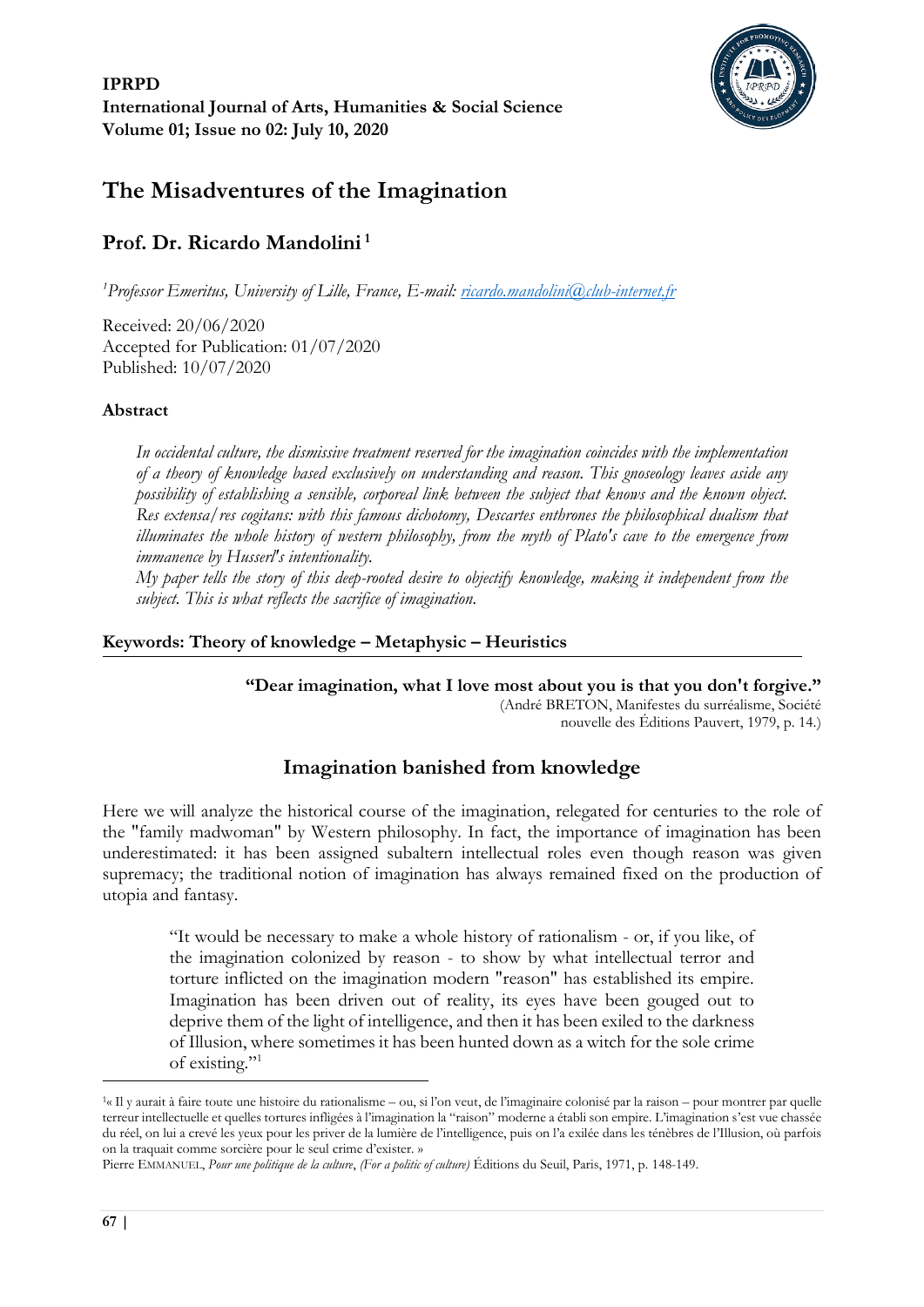**IPRPD**
**International Journal of Arts, Humanities & Social Science**
**Volume 01; Issue no 02: July 10, 2020**

# The Misadventures of the Imagination

## Prof. Dr. Ricardo Mandolini [1]

[1] *Professor Emeritus, University of Lille, France, E-mail: ricardo.mandolini@club-internet.fr*

Received: 20/06/2020
Accepted for Publication: 01/07/2020
Published: 10/07/2020

### Abstract

> *In occidental culture, the dismissive treatment reserved for the imagination coincides with the implementation of a theory of knowledge based exclusively on understanding and reason. This gnoseology leaves aside any possibility of establishing a sensible, corporeal link between the subject that knows and the known object. Res extensa/res cogitans: with this famous dichotomy, Descartes enthrones the philosophical dualism that illuminates the whole history of western philosophy, from the myth of Plato's cave to the emergence from immanence by Husserl's intentionality.*
>
> *My paper tells the story of this deep-rooted desire to objectify knowledge, making it independent from the subject. This is what reflects the sacrifice of imagination.*

**Keywords: Theory of knowledge – Metaphysic – Heuristics**

---

**"Dear imagination, what I love most about you is that you don't forgive."**
(André BRETON, Manifestes du surréalisme, Société nouvelle des Éditions Pauvert, 1979, p. 14.)

## Imagination banished from knowledge

Here we will analyze the historical course of the imagination, relegated for centuries to the role of the "family madwoman" by Western philosophy. In fact, the importance of imagination has been underestimated: it has been assigned subaltern intellectual roles even though reason was given supremacy; the traditional notion of imagination has always remained fixed on the production of utopia and fantasy.

> "It would be necessary to make a whole history of rationalism - or, if you like, of the imagination colonized by reason - to show by what intellectual terror and torture inflicted on the imagination modern "reason" has established its empire. Imagination has been driven out of reality, its eyes have been gouged out to deprive them of the light of intelligence, and then it has been exiled to the darkness of Illusion, where sometimes it has been hunted down as a witch for the sole crime of existing."[1]

---

[1]« Il y aurait à faire toute une histoire du rationalisme – ou, si l'on veut, de l'imaginaire colonisé par la raison – pour montrer par quelle terreur intellectuelle et quelles tortures infligées à l'imagination la "raison" moderne a établi son empire. L'imagination s'est vue chassée du réel, on lui a crevé les yeux pour les priver de la lumière de l'intelligence, puis on l'a exilée dans les ténèbres de l'Illusion, où parfois on la traquait comme sorcière pour le seul crime d'exister. »

Pierre EMMANUEL, *Pour une politique de la culture*, *(For a politic of culture)* Éditions du Seuil, Paris, 1971, p. 148-149.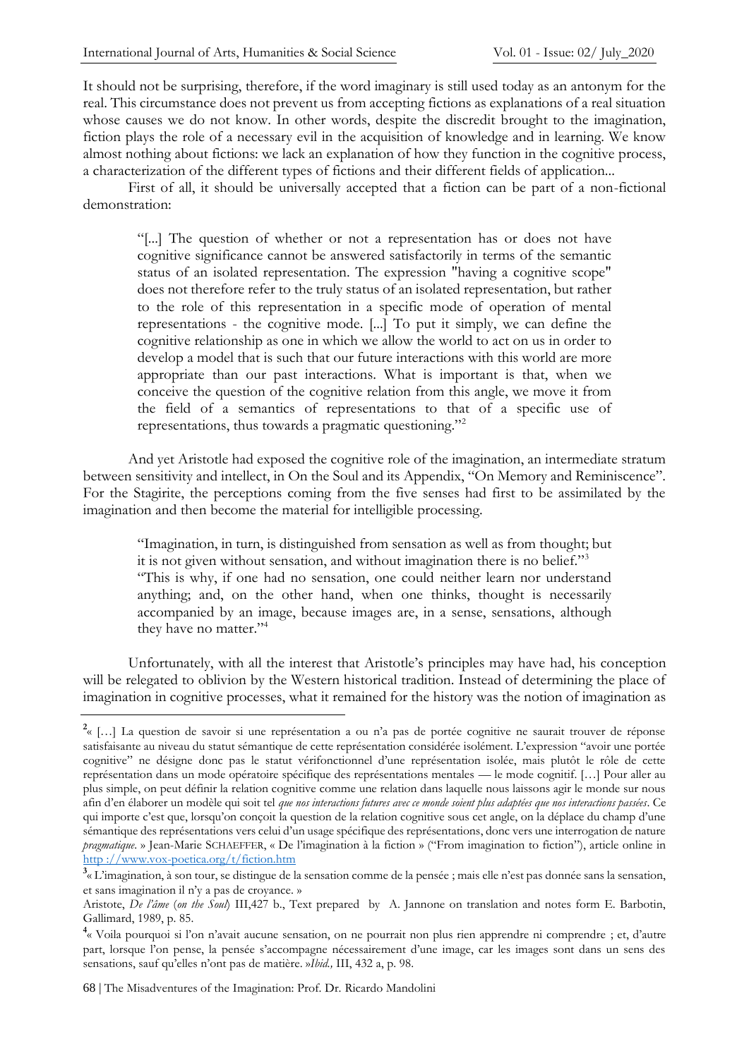It should not be surprising, therefore, if the word imaginary is still used today as an antonym for the real. This circumstance does not prevent us from accepting fictions as explanations of a real situation whose causes we do not know. In other words, despite the discredit brought to the imagination, fiction plays the role of a necessary evil in the acquisition of knowledge and in learning. We know almost nothing about fictions: we lack an explanation of how they function in the cognitive process, a characterization of the different types of fictions and their different fields of application...

First of all, it should be universally accepted that a fiction can be part of a non-fictional demonstration:

> "[...] The question of whether or not a representation has or does not have cognitive significance cannot be answered satisfactorily in terms of the semantic status of an isolated representation. The expression "having a cognitive scope" does not therefore refer to the truly status of an isolated representation, but rather to the role of this representation in a specific mode of operation of mental representations - the cognitive mode. [...] To put it simply, we can define the cognitive relationship as one in which we allow the world to act on us in order to develop a model that is such that our future interactions with this world are more appropriate than our past interactions. What is important is that, when we conceive the question of the cognitive relation from this angle, we move it from the field of a semantics of representations to that of a specific use of representations, thus towards a pragmatic questioning."[2]

And yet Aristotle had exposed the cognitive role of the imagination, an intermediate stratum between sensitivity and intellect, in On the Soul and its Appendix, "On Memory and Reminiscence". For the Stagirite, the perceptions coming from the five senses had first to be assimilated by the imagination and then become the material for intelligible processing.

> "Imagination, in turn, is distinguished from sensation as well as from thought; but it is not given without sensation, and without imagination there is no belief."[3]
> "This is why, if one had no sensation, one could neither learn nor understand anything; and, on the other hand, when one thinks, thought is necessarily accompanied by an image, because images are, in a sense, sensations, although they have no matter."[4]

Unfortunately, with all the interest that Aristotle's principles may have had, his conception will be relegated to oblivion by the Western historical tradition. Instead of determining the place of imagination in cognitive processes, what it remained for the history was the notion of imagination as

---

[2]« […] La question de savoir si une représentation a ou n'a pas de portée cognitive ne saurait trouver de réponse satisfaisante au niveau du statut sémantique de cette représentation considérée isolément. L'expression "avoir une portée cognitive" ne désigne donc pas le statut vérifonctionnel d'une représentation isolée, mais plutôt le rôle de cette représentation dans un mode opératoire spécifique des représentations mentales — le mode cognitif. […] Pour aller au plus simple, on peut définir la relation cognitive comme une relation dans laquelle nous laissons agir le monde sur nous afin d'en élaborer un modèle qui soit tel *que nos interactions futures avec ce monde soient plus adaptées que nos interactions passées*. Ce qui importe c'est que, lorsqu'on conçoit la question de la relation cognitive sous cet angle, on la déplace du champ d'une sémantique des représentations vers celui d'un usage spécifique des représentations, donc vers une interrogation de nature *pragmatique*. » Jean-Marie SCHAEFFER, « De l'imagination à la fiction » ("From imagination to fiction"), article online in http ://www.vox-poetica.org/t/fiction.htm

[3]« L'imagination, à son tour, se distingue de la sensation comme de la pensée ; mais elle n'est pas donnée sans la sensation, et sans imagination il n'y a pas de croyance. »

Aristote, *De l'âme* (*on the Soul*) III,427 b., Text prepared by A. Jannone on translation and notes form E. Barbotin, Gallimard, 1989, p. 85.

[4]« Voila pourquoi si l'on n'avait aucune sensation, on ne pourrait non plus rien apprendre ni comprendre ; et, d'autre part, lorsque l'on pense, la pensée s'accompagne nécessairement d'une image, car les images sont dans un sens des sensations, sauf qu'elles n'ont pas de matière. »*Ibid.,* III, 432 a, p. 98.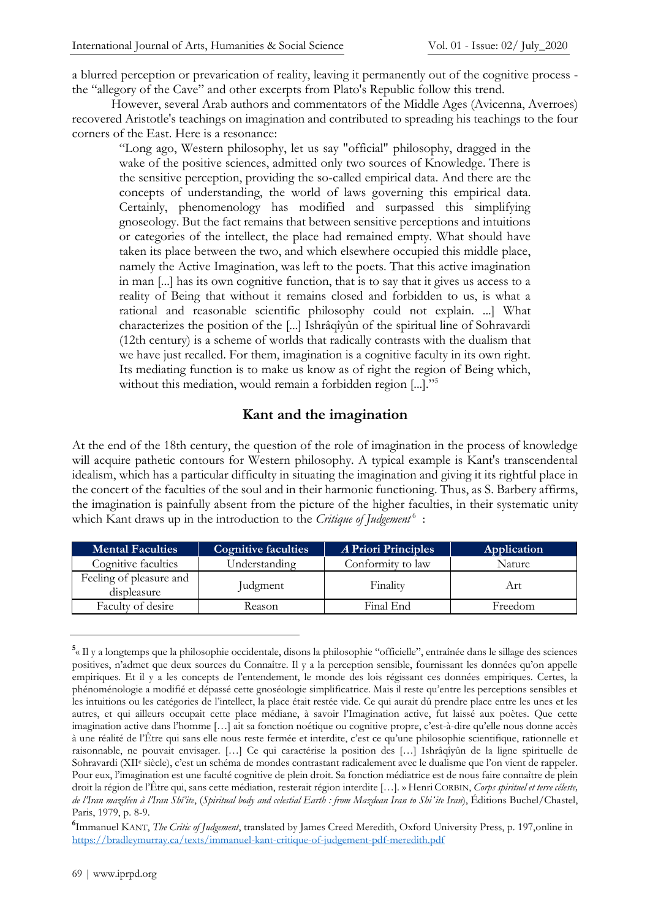a blurred perception or prevarication of reality, leaving it permanently out of the cognitive process - the "allegory of the Cave" and other excerpts from Plato's Republic follow this trend.

However, several Arab authors and commentators of the Middle Ages (Avicenna, Averroes) recovered Aristotle's teachings on imagination and contributed to spreading his teachings to the four corners of the East. Here is a resonance:

> "Long ago, Western philosophy, let us say "official" philosophy, dragged in the wake of the positive sciences, admitted only two sources of Knowledge. There is the sensitive perception, providing the so-called empirical data. And there are the concepts of understanding, the world of laws governing this empirical data. Certainly, phenomenology has modified and surpassed this simplifying gnoseology. But the fact remains that between sensitive perceptions and intuitions or categories of the intellect, the place had remained empty. What should have taken its place between the two, and which elsewhere occupied this middle place, namely the Active Imagination, was left to the poets. That this active imagination in man [...] has its own cognitive function, that is to say that it gives us access to a reality of Being that without it remains closed and forbidden to us, is what a rational and reasonable scientific philosophy could not explain. ...] What characterizes the position of the [...] Ishrâqîyûn of the spiritual line of Sohravardi (12th century) is a scheme of worlds that radically contrasts with the dualism that we have just recalled. For them, imagination is a cognitive faculty in its own right. Its mediating function is to make us know as of right the region of Being which, without this mediation, would remain a forbidden region [...]."[5]

## Kant and the imagination

At the end of the 18th century, the question of the role of imagination in the process of knowledge will acquire pathetic contours for Western philosophy. A typical example is Kant's transcendental idealism, which has a particular difficulty in situating the imagination and giving it its rightful place in the concert of the faculties of the soul and in their harmonic functioning. Thus, as S. Barbery affirms, the imagination is painfully absent from the picture of the higher faculties, in their systematic unity which Kant draws up in the introduction to the *Critique of Judgement*[6] :

| Mental Faculties | Cognitive faculties | *A* Priori Principles | Application |
|---|---|---|---|
| Cognitive faculties | Understanding | Conformity to law | Nature |
| Feeling of pleasure and displeasure | Judgment | Finality | Art |
| Faculty of desire | Reason | Final End | Freedom |

---

[5] « Il y a longtemps que la philosophie occidentale, disons la philosophie "officielle", entraînée dans le sillage des sciences positives, n'admet que deux sources du Connaître. Il y a la perception sensible, fournissant les données qu'on appelle empiriques. Et il y a les concepts de l'entendement, le monde des lois régissant ces données empiriques. Certes, la phénoménologie a modifié et dépassé cette gnoséologie simplificatrice. Mais il reste qu'entre les perceptions sensibles et les intuitions ou les catégories de l'intellect, la place était restée vide. Ce qui aurait dû prendre place entre les unes et les autres, et qui ailleurs occupait cette place médiane, à savoir l'Imagination active, fut laissé aux poètes. Que cette imagination active dans l'homme […] ait sa fonction noétique ou cognitive propre, c'est-à-dire qu'elle nous donne accès à une réalité de l'Être qui sans elle nous reste fermée et interdite, c'est ce qu'une philosophie scientifique, rationnelle et raisonnable, ne pouvait envisager. […] Ce qui caractérise la position des […] Ishrâqîyûn de la ligne spirituelle de Sohravardi (XII[e] siècle), c'est un schéma de mondes contrastant radicalement avec le dualisme que l'on vient de rappeler. Pour eux, l'imagination est une faculté cognitive de plein droit. Sa fonction médiatrice est de nous faire connaître de plein droit la région de l'Être qui, sans cette médiation, resterait région interdite […]. » Henri CORBIN, *Corps spirituel et terre céleste, de l'Iran mazdéen à l'Iran Shî'ite*, (*Spiritual body and celestial Earth : from Mazdean Iran to Shi'ite Iran*), Éditions Buchel/Chastel, Paris, 1979, p. 8-9.

[6] Immanuel KANT, *The Critic of Judgement*, translated by James Creed Meredith, Oxford University Press, p. 197,online in https://bradleymurray.ca/texts/immanuel-kant-critique-of-judgement-pdf-meredith.pdf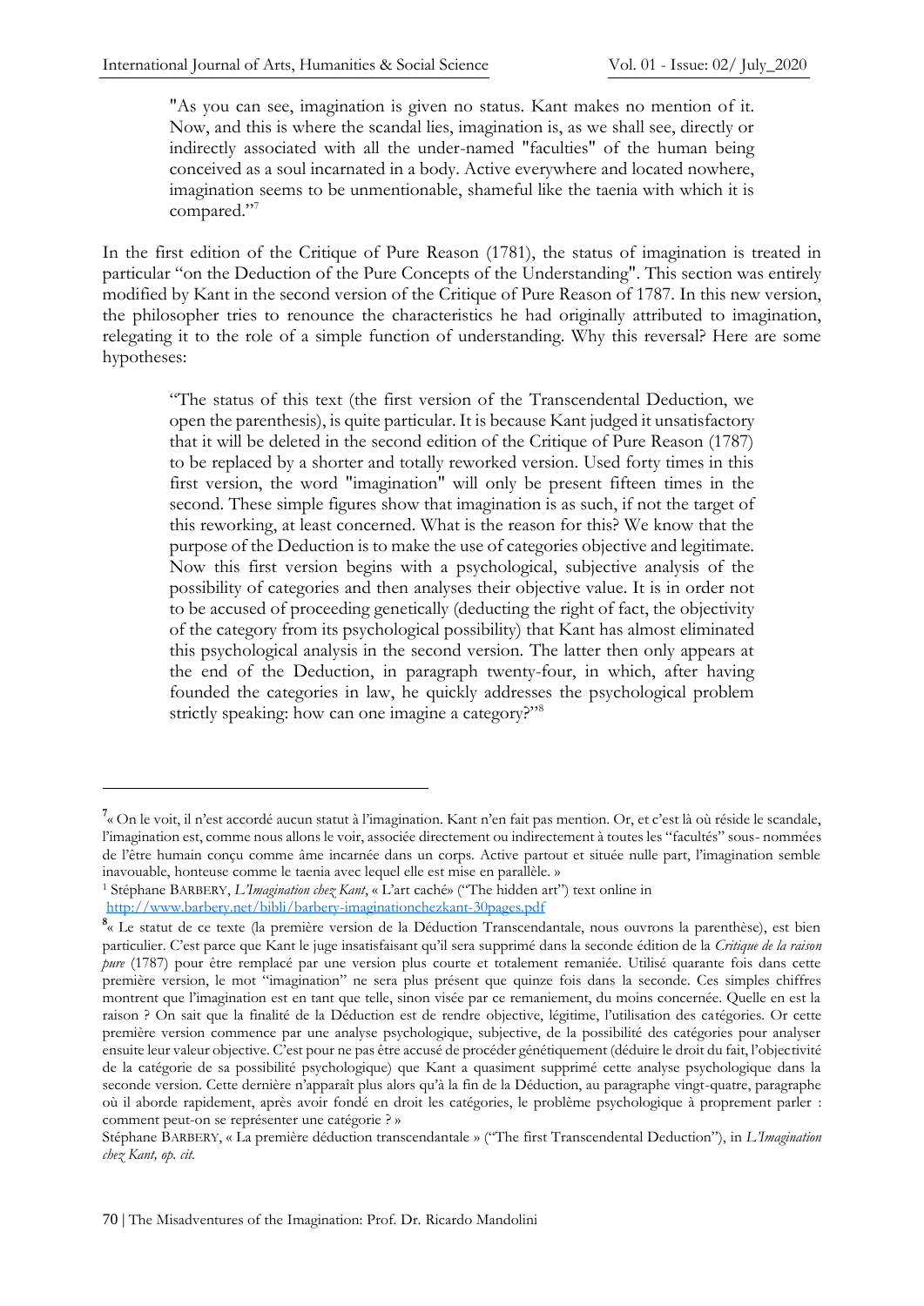> "As you can see, imagination is given no status. Kant makes no mention of it. Now, and this is where the scandal lies, imagination is, as we shall see, directly or indirectly associated with all the under-named "faculties" of the human being conceived as a soul incarnated in a body. Active everywhere and located nowhere, imagination seems to be unmentionable, shameful like the taenia with which it is compared."[7]

In the first edition of the Critique of Pure Reason (1781), the status of imagination is treated in particular "on the Deduction of the Pure Concepts of the Understanding". This section was entirely modified by Kant in the second version of the Critique of Pure Reason of 1787. In this new version, the philosopher tries to renounce the characteristics he had originally attributed to imagination, relegating it to the role of a simple function of understanding. Why this reversal? Here are some hypotheses:

> "The status of this text (the first version of the Transcendental Deduction, we open the parenthesis), is quite particular. It is because Kant judged it unsatisfactory that it will be deleted in the second edition of the Critique of Pure Reason (1787) to be replaced by a shorter and totally reworked version. Used forty times in this first version, the word "imagination" will only be present fifteen times in the second. These simple figures show that imagination is as such, if not the target of this reworking, at least concerned. What is the reason for this? We know that the purpose of the Deduction is to make the use of categories objective and legitimate. Now this first version begins with a psychological, subjective analysis of the possibility of categories and then analyses their objective value. It is in order not to be accused of proceeding genetically (deducting the right of fact, the objectivity of the category from its psychological possibility) that Kant has almost eliminated this psychological analysis in the second version. The latter then only appears at the end of the Deduction, in paragraph twenty-four, in which, after having founded the categories in law, he quickly addresses the psychological problem strictly speaking: how can one imagine a category?"[8]

---

[7] « On le voit, il n'est accordé aucun statut à l'imagination. Kant n'en fait pas mention. Or, et c'est là où réside le scandale, l'imagination est, comme nous allons le voir, associée directement ou indirectement à toutes les "facultés" sous- nommées de l'être humain conçu comme âme incarnée dans un corps. Active partout et située nulle part, l'imagination semble inavouable, honteuse comme le taenia avec lequel elle est mise en parallèle. »

[1] Stéphane BARBERY, *L'Imagination chez Kant*, « L'art caché» ("The hidden art") text online in http://www.barbery.net/bibli/barbery-imaginationchezkant-30pages.pdf

[8] « Le statut de ce texte (la première version de la Déduction Transcendantale, nous ouvrons la parenthèse), est bien particulier. C'est parce que Kant le juge insatisfaisant qu'il sera supprimé dans la seconde édition de la *Critique de la raison pure* (1787) pour être remplacé par une version plus courte et totalement remaniée. Utilisé quarante fois dans cette première version, le mot "imagination" ne sera plus présent que quinze fois dans la seconde. Ces simples chiffres montrent que l'imagination est en tant que telle, sinon visée par ce remaniement, du moins concernée. Quelle en est la raison ? On sait que la finalité de la Déduction est de rendre objective, légitime, l'utilisation des catégories. Or cette première version commence par une analyse psychologique, subjective, de la possibilité des catégories pour analyser ensuite leur valeur objective. C'est pour ne pas être accusé de procéder génétiquement (déduire le droit du fait, l'objectivité de la catégorie de sa possibilité psychologique) que Kant a quasiment supprimé cette analyse psychologique dans la seconde version. Cette dernière n'apparaît plus alors qu'à la fin de la Déduction, au paragraphe vingt-quatre, paragraphe où il aborde rapidement, après avoir fondé en droit les catégories, le problème psychologique à proprement parler : comment peut-on se représenter une catégorie ? »

Stéphane BARBERY, « La première déduction transcendantale » ("The first Transcendental Deduction"), in *L'Imagination chez Kant, op. cit.*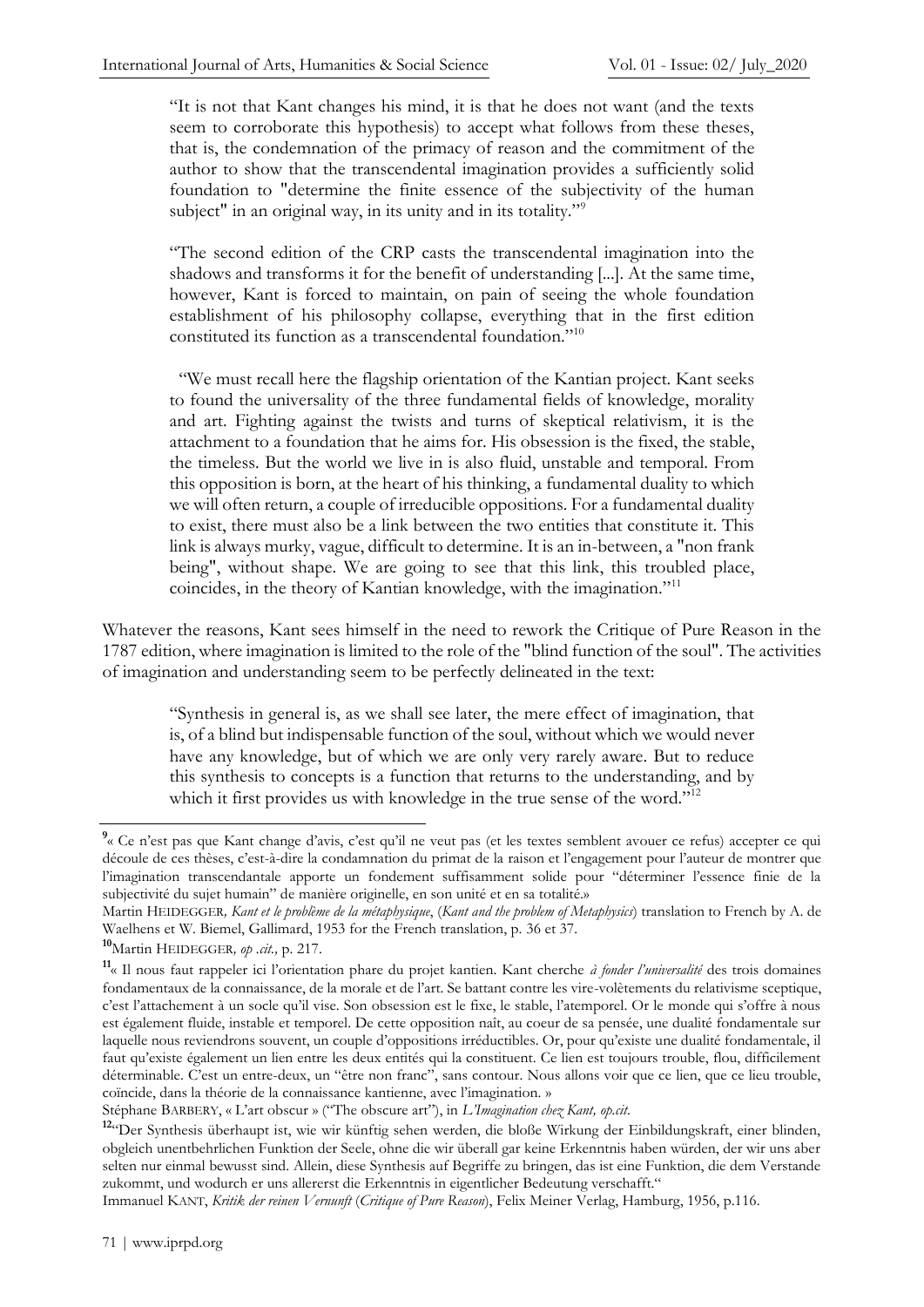> "It is not that Kant changes his mind, it is that he does not want (and the texts seem to corroborate this hypothesis) to accept what follows from these theses, that is, the condemnation of the primacy of reason and the commitment of the author to show that the transcendental imagination provides a sufficiently solid foundation to "determine the finite essence of the subjectivity of the human subject" in an original way, in its unity and in its totality."[9]

> "The second edition of the CRP casts the transcendental imagination into the shadows and transforms it for the benefit of understanding [...]. At the same time, however, Kant is forced to maintain, on pain of seeing the whole foundation establishment of his philosophy collapse, everything that in the first edition constituted its function as a transcendental foundation."[10]

> "We must recall here the flagship orientation of the Kantian project. Kant seeks to found the universality of the three fundamental fields of knowledge, morality and art. Fighting against the twists and turns of skeptical relativism, it is the attachment to a foundation that he aims for. His obsession is the fixed, the stable, the timeless. But the world we live in is also fluid, unstable and temporal. From this opposition is born, at the heart of his thinking, a fundamental duality to which we will often return, a couple of irreducible oppositions. For a fundamental duality to exist, there must also be a link between the two entities that constitute it. This link is always murky, vague, difficult to determine. It is an in-between, a "non frank being", without shape. We are going to see that this link, this troubled place, coincides, in the theory of Kantian knowledge, with the imagination."[11]

Whatever the reasons, Kant sees himself in the need to rework the Critique of Pure Reason in the 1787 edition, where imagination is limited to the role of the "blind function of the soul". The activities of imagination and understanding seem to be perfectly delineated in the text:

> "Synthesis in general is, as we shall see later, the mere effect of imagination, that is, of a blind but indispensable function of the soul, without which we would never have any knowledge, but of which we are only very rarely aware. But to reduce this synthesis to concepts is a function that returns to the understanding, and by which it first provides us with knowledge in the true sense of the word."[12]

---

[9] « Ce n'est pas que Kant change d'avis, c'est qu'il ne veut pas (et les textes semblent avouer ce refus) accepter ce qui découle de ces thèses, c'est-à-dire la condamnation du primat de la raison et l'engagement pour l'auteur de montrer que l'imagination transcendantale apporte un fondement suffisamment solide pour "déterminer l'essence finie de la subjectivité du sujet humain" de manière originelle, en son unité et en sa totalité.»

Martin HEIDEGGER, *Kant et le problème de la métaphysique*, (*Kant and the problem of Metaphysics*) translation to French by A. de Waelhens et W. Biemel, Gallimard, 1953 for the French translation, p. 36 et 37.

[10] Martin HEIDEGGER, *op .cit.,* p. 217.

[11] « Il nous faut rappeler ici l'orientation phare du projet kantien. Kant cherche *à fonder l'universalité* des trois domaines fondamentaux de la connaissance, de la morale et de l'art. Se battant contre les vire-volètements du relativisme sceptique, c'est l'attachement à un socle qu'il vise. Son obsession est le fixe, le stable, l'atemporel. Or le monde qui s'offre à nous est également fluide, instable et temporel. De cette opposition naît, au coeur de sa pensée, une dualité fondamentale sur laquelle nous reviendrons souvent, un couple d'oppositions irréductibles. Or, pour qu'existe une dualité fondamentale, il faut qu'existe également un lien entre les deux entités qui la constituent. Ce lien est toujours trouble, flou, difficilement déterminable. C'est un entre-deux, un "être non franc", sans contour. Nous allons voir que ce lien, que ce lieu trouble, coïncide, dans la théorie de la connaissance kantienne, avec l'imagination. »

Stéphane BARBERY, « L'art obscur » ("The obscure art"), in *L'Imagination chez Kant, op.cit*.

[12] "Der Synthesis überhaupt ist, wie wir künftig sehen werden, die bloße Wirkung der Einbildungskraft, einer blinden, obgleich unentbehrlichen Funktion der Seele, ohne die wir überall gar keine Erkenntnis haben würden, der wir uns aber selten nur einmal bewusst sind. Allein, diese Synthesis auf Begriffe zu bringen, das ist eine Funktion, die dem Verstande zukommt, und wodurch er uns allererst die Erkenntnis in eigentlicher Bedeutung verschafft."

Immanuel KANT, *Kritik der reinen Vernunft* (*Critique of Pure Reason*), Felix Meiner Verlag, Hamburg, 1956, p.116.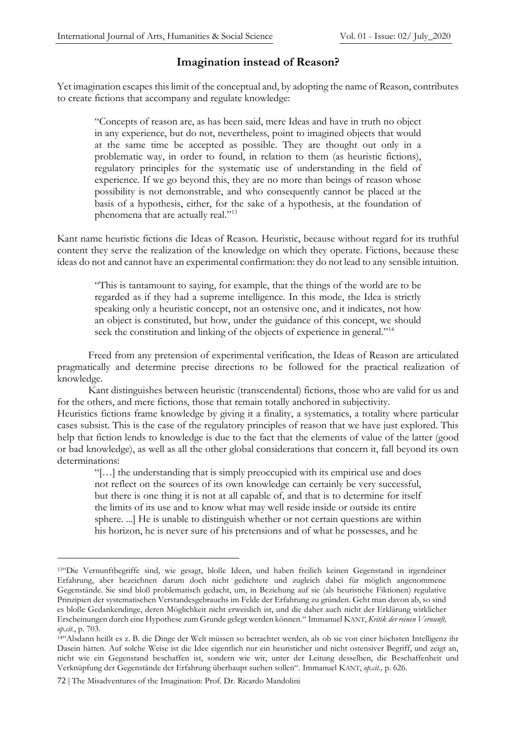## Imagination instead of Reason?

Yet imagination escapes this limit of the conceptual and, by adopting the name of Reason, contributes to create fictions that accompany and regulate knowledge:

> "Concepts of reason are, as has been said, mere Ideas and have in truth no object in any experience, but do not, nevertheless, point to imagined objects that would at the same time be accepted as possible. They are thought out only in a problematic way, in order to found, in relation to them (as heuristic fictions), regulatory principles for the systematic use of understanding in the field of experience. If we go beyond this, they are no more than beings of reason whose possibility is not demonstrable, and who consequently cannot be placed at the basis of a hypothesis, either, for the sake of a hypothesis, at the foundation of phenomena that are actually real."[13]

Kant name heuristic fictions die Ideas of Reason. Heuristic, because without regard for its truthful content they serve the realization of the knowledge on which they operate. Fictions, because these ideas do not and cannot have an experimental confirmation: they do not lead to any sensible intuition.

> "This is tantamount to saying, for example, that the things of the world are to be regarded as if they had a supreme intelligence. In this mode, the Idea is strictly speaking only a heuristic concept, not an ostensive one, and it indicates, not how an object is constituted, but how, under the guidance of this concept, we should seek the constitution and linking of the objects of experience in general."[14]

Freed from any pretension of experimental verification, the Ideas of Reason are articulated pragmatically and determine precise directions to be followed for the practical realization of knowledge.

Kant distinguishes between heuristic (transcendental) fictions, those who are valid for us and for the others, and mere fictions, those that remain totally anchored in subjectivity.

Heuristics fictions frame knowledge by giving it a finality, a systematics, a totality where particular cases subsist. This is the case of the regulatory principles of reason that we have just explored. This help that fiction lends to knowledge is due to the fact that the elements of value of the latter (good or bad knowledge), as well as all the other global considerations that concern it, fall beyond its own determinations:

> "[…] the understanding that is simply preoccupied with its empirical use and does not reflect on the sources of its own knowledge can certainly be very successful, but there is one thing it is not at all capable of, and that is to determine for itself the limits of its use and to know what may well reside inside or outside its entire sphere. ...] He is unable to distinguish whether or not certain questions are within his horizon, he is never sure of his pretensions and of what he possesses, and he

---

[13] "Die Vernunftbegriffe sind, wie gesagt, bloße Ideen, und haben freilich keinen Gegenstand in irgendeiner Erfahrung, aber bezeichnen darum doch nicht gedichtete und zugleich dabei für möglich angenommene Gegenstände. Sie sind bloß problematisch gedacht, um, in Beziehung auf sie (als heuristiche Fiktionen) regulative Prinzipien der systematischen Verstandesgebrauchs im Felde der Erfahrung zu gründen. Geht man davon ab, so sind es bloße Gedankendinge, deren Möglichkeit nicht erweislich ist, und die daher auch nicht der Erklärung wirklicher Erscheinungen durch eine Hypothese zum Grunde gelegt werden können." Immanuel KANT, *Kritik der reinen Vernunft, op.cit.*, p. 703.

[14] "Alsdann heißt es z. B. die Dinge der Welt müssen so betrachtet werden, als ob sie von einer höchsten Intelligenz ihr Dasein hätten. Auf solche Weise ist die Idee eigentlich nur ein heuristicher und nicht ostensiver Begriff, und zeigt an, nicht wie ein Gegenstand beschaffen ist, sondern wie wir, unter der Leitung desselben, die Beschaffenheit und Verknüpfung der Gegenstände der Erfahrung überhaupt suchen sollen". Immanuel KANT, *op.cit.,* p. 626.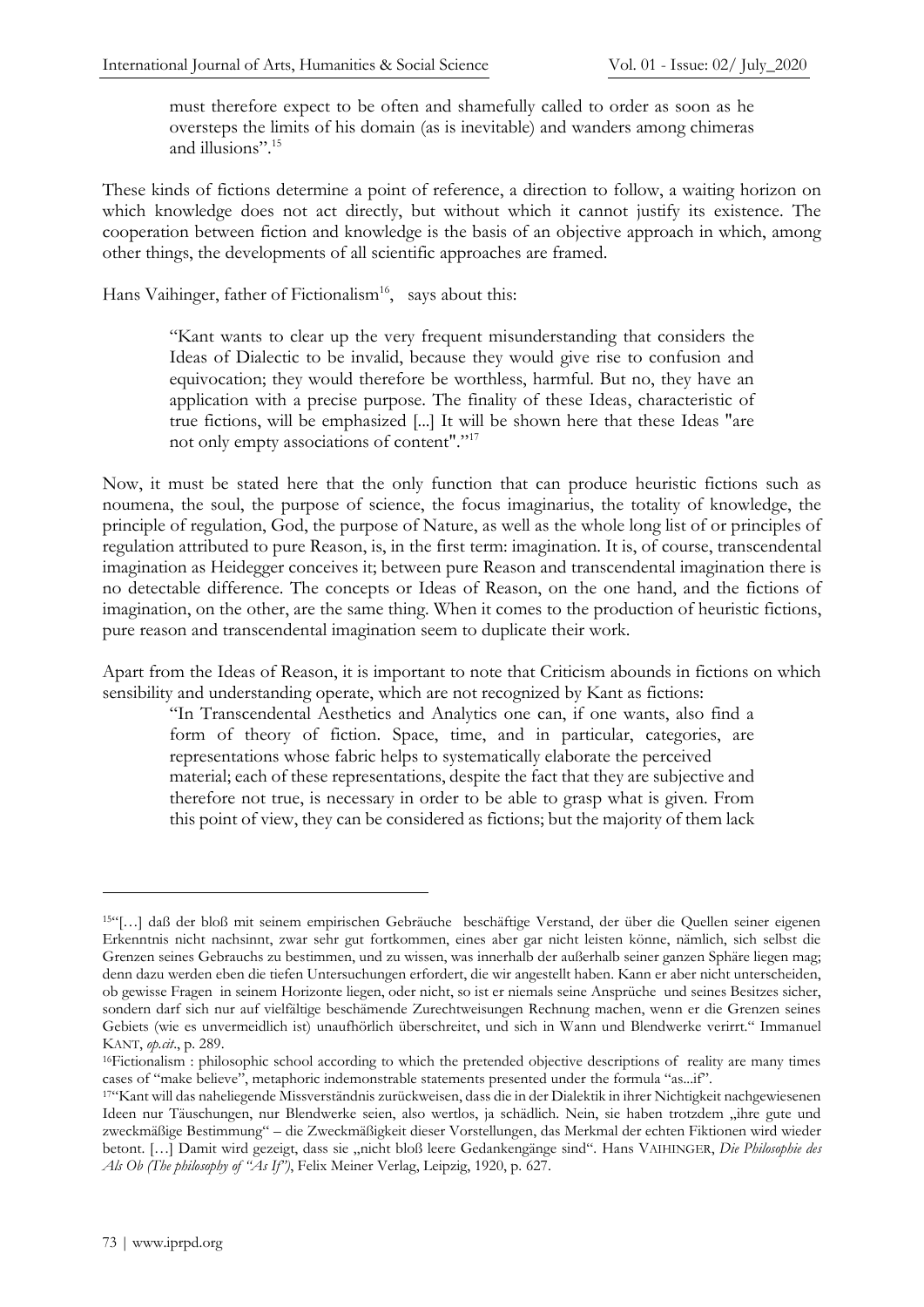> must therefore expect to be often and shamefully called to order as soon as he oversteps the limits of his domain (as is inevitable) and wanders among chimeras and illusions".[15]

These kinds of fictions determine a point of reference, a direction to follow, a waiting horizon on which knowledge does not act directly, but without which it cannot justify its existence. The cooperation between fiction and knowledge is the basis of an objective approach in which, among other things, the developments of all scientific approaches are framed.

Hans Vaihinger, father of Fictionalism[16], says about this:

> "Kant wants to clear up the very frequent misunderstanding that considers the Ideas of Dialectic to be invalid, because they would give rise to confusion and equivocation; they would therefore be worthless, harmful. But no, they have an application with a precise purpose. The finality of these Ideas, characteristic of true fictions, will be emphasized [...] It will be shown here that these Ideas "are not only empty associations of content"."[17]

Now, it must be stated here that the only function that can produce heuristic fictions such as noumena, the soul, the purpose of science, the focus imaginarius, the totality of knowledge, the principle of regulation, God, the purpose of Nature, as well as the whole long list of or principles of regulation attributed to pure Reason, is, in the first term: imagination. It is, of course, transcendental imagination as Heidegger conceives it; between pure Reason and transcendental imagination there is no detectable difference. The concepts or Ideas of Reason, on the one hand, and the fictions of imagination, on the other, are the same thing. When it comes to the production of heuristic fictions, pure reason and transcendental imagination seem to duplicate their work.

Apart from the Ideas of Reason, it is important to note that Criticism abounds in fictions on which sensibility and understanding operate, which are not recognized by Kant as fictions:

> "In Transcendental Aesthetics and Analytics one can, if one wants, also find a form of theory of fiction. Space, time, and in particular, categories, are representations whose fabric helps to systematically elaborate the perceived material; each of these representations, despite the fact that they are subjective and therefore not true, is necessary in order to be able to grasp what is given. From this point of view, they can be considered as fictions; but the majority of them lack

---

[15] "[…] daß der bloß mit seinem empirischen Gebräuche beschäftige Verstand, der über die Quellen seiner eigenen Erkenntnis nicht nachsinnt, zwar sehr gut fortkommen, eines aber gar nicht leisten könne, nämlich, sich selbst die Grenzen seines Gebrauchs zu bestimmen, und zu wissen, was innerhalb der außerhalb seiner ganzen Sphäre liegen mag; denn dazu werden eben die tiefen Untersuchungen erfordert, die wir angestellt haben. Kann er aber nicht unterscheiden, ob gewisse Fragen in seinem Horizonte liegen, oder nicht, so ist er niemals seine Ansprüche und seines Besitzes sicher, sondern darf sich nur auf vielfältige beschämende Zurechtweisungen Rechnung machen, wenn er die Grenzen seines Gebiets (wie es unvermeidlich ist) unaufhörlich überschreitet, und sich in Wann und Blendwerke verirrt." Immanuel KANT, *op.cit.*, p. 289.

[16] Fictionalism : philosophic school according to which the pretended objective descriptions of reality are many times cases of "make believe", metaphoric indemonstrable statements presented under the formula "as...if".

[17] "Kant will das naheliegende Missverständnis zurückweisen, dass die in der Dialektik in ihrer Nichtigkeit nachgewiesenen Ideen nur Täuschungen, nur Blendwerke seien, also wertlos, ja schädlich. Nein, sie haben trotzdem „ihre gute und zweckmäßige Bestimmung" – die Zweckmäßigkeit dieser Vorstellungen, das Merkmal der echten Fiktionen wird wieder betont. […] Damit wird gezeigt, dass sie „nicht bloß leere Gedankengänge sind". Hans VAIHINGER, *Die Philosophie des Als Ob (The philosophy of "As If")*, Felix Meiner Verlag, Leipzig, 1920, p. 627.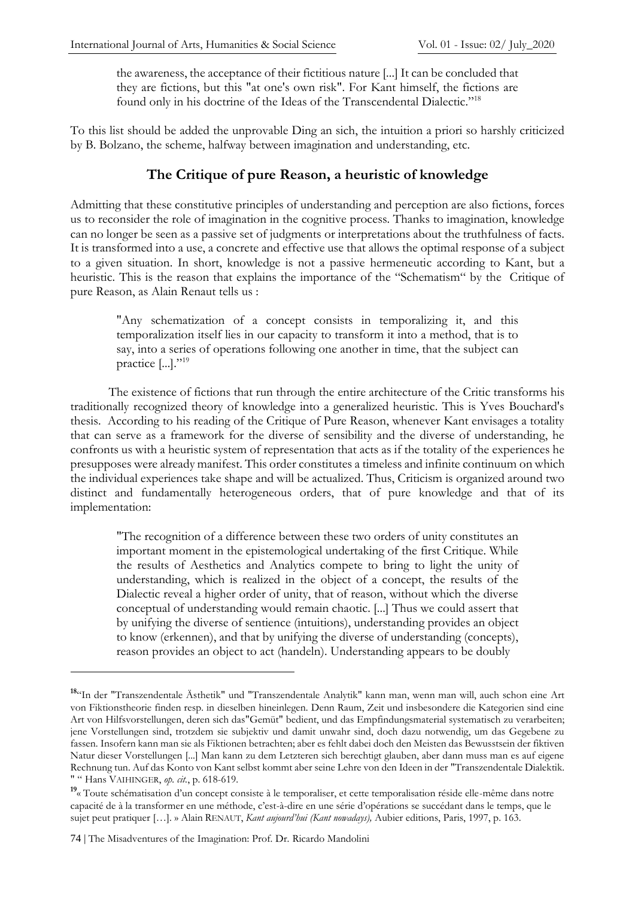> the awareness, the acceptance of their fictitious nature [...] It can be concluded that they are fictions, but this "at one's own risk". For Kant himself, the fictions are found only in his doctrine of the Ideas of the Transcendental Dialectic."[18]

To this list should be added the unprovable Ding an sich, the intuition a priori so harshly criticized by B. Bolzano, the scheme, halfway between imagination and understanding, etc.

## The Critique of pure Reason, a heuristic of knowledge

Admitting that these constitutive principles of understanding and perception are also fictions, forces us to reconsider the role of imagination in the cognitive process. Thanks to imagination, knowledge can no longer be seen as a passive set of judgments or interpretations about the truthfulness of facts. It is transformed into a use, a concrete and effective use that allows the optimal response of a subject to a given situation. In short, knowledge is not a passive hermeneutic according to Kant, but a heuristic. This is the reason that explains the importance of the "Schematism" by the Critique of pure Reason, as Alain Renaut tells us :

> "Any schematization of a concept consists in temporalizing it, and this temporalization itself lies in our capacity to transform it into a method, that is to say, into a series of operations following one another in time, that the subject can practice [...]."[19]

The existence of fictions that run through the entire architecture of the Critic transforms his traditionally recognized theory of knowledge into a generalized heuristic. This is Yves Bouchard's thesis. According to his reading of the Critique of Pure Reason, whenever Kant envisages a totality that can serve as a framework for the diverse of sensibility and the diverse of understanding, he confronts us with a heuristic system of representation that acts as if the totality of the experiences he presupposes were already manifest. This order constitutes a timeless and infinite continuum on which the individual experiences take shape and will be actualized. Thus, Criticism is organized around two distinct and fundamentally heterogeneous orders, that of pure knowledge and that of its implementation:

> "The recognition of a difference between these two orders of unity constitutes an important moment in the epistemological undertaking of the first Critique. While the results of Aesthetics and Analytics compete to bring to light the unity of understanding, which is realized in the object of a concept, the results of the Dialectic reveal a higher order of unity, that of reason, without which the diverse conceptual of understanding would remain chaotic. [...] Thus we could assert that by unifying the diverse of sentience (intuitions), understanding provides an object to know (erkennen), and that by unifying the diverse of understanding (concepts), reason provides an object to act (handeln). Understanding appears to be doubly

---

[18] "In der "Transzendentale Ästhetik" und "Transzendentale Analytik" kann man, wenn man will, auch schon eine Art von Fiktionstheorie finden resp. in dieselben hineinlegen. Denn Raum, Zeit und insbesondere die Kategorien sind eine Art von Hilfsvorstellungen, deren sich das"Gemüt" bedient, und das Empfindungsmaterial systematisch zu verarbeiten; jene Vorstellungen sind, trotzdem sie subjektiv und damit unwahr sind, doch dazu notwendig, um das Gegebene zu fassen. Insofern kann man sie als Fiktionen betrachten; aber es fehlt dabei doch den Meisten das Bewusstsein der fiktiven Natur dieser Vorstellungen [...] Man kann zu dem Letzteren sich berechtigt glauben, aber dann muss man es auf eigene Rechnung tun. Auf das Konto von Kant selbst kommt aber seine Lehre von den Ideen in der "Transzendentale Dialektik. " " Hans VAIHINGER, *op. cit.*, p. 618-619.

[19] « Toute schématisation d'un concept consiste à le temporaliser, et cette temporalisation réside elle-même dans notre capacité de à la transformer en une méthode, c'est-à-dire en une série d'opérations se succédant dans le temps, que le sujet peut pratiquer […]. » Alain RENAUT, *Kant aujourd'hui (Kant nowadays),* Aubier editions, Paris, 1997, p. 163.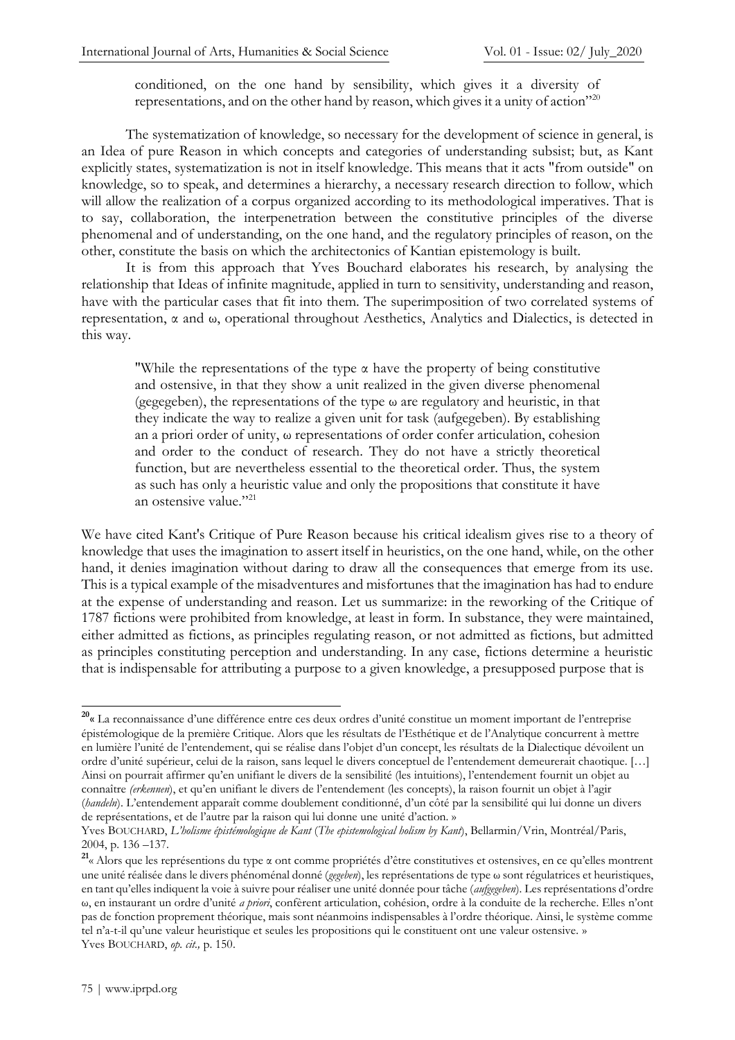> conditioned, on the one hand by sensibility, which gives it a diversity of representations, and on the other hand by reason, which gives it a unity of action"[20]

The systematization of knowledge, so necessary for the development of science in general, is an Idea of pure Reason in which concepts and categories of understanding subsist; but, as Kant explicitly states, systematization is not in itself knowledge. This means that it acts "from outside" on knowledge, so to speak, and determines a hierarchy, a necessary research direction to follow, which will allow the realization of a corpus organized according to its methodological imperatives. That is to say, collaboration, the interpenetration between the constitutive principles of the diverse phenomenal and of understanding, on the one hand, and the regulatory principles of reason, on the other, constitute the basis on which the architectonics of Kantian epistemology is built.

It is from this approach that Yves Bouchard elaborates his research, by analysing the relationship that Ideas of infinite magnitude, applied in turn to sensitivity, understanding and reason, have with the particular cases that fit into them. The superimposition of two correlated systems of representation, α and ω, operational throughout Aesthetics, Analytics and Dialectics, is detected in this way.

> "While the representations of the type α have the property of being constitutive and ostensive, in that they show a unit realized in the given diverse phenomenal (gegegeben), the representations of the type ω are regulatory and heuristic, in that they indicate the way to realize a given unit for task (aufgegeben). By establishing an a priori order of unity, ω representations of order confer articulation, cohesion and order to the conduct of research. They do not have a strictly theoretical function, but are nevertheless essential to the theoretical order. Thus, the system as such has only a heuristic value and only the propositions that constitute it have an ostensive value."[21]

We have cited Kant's Critique of Pure Reason because his critical idealism gives rise to a theory of knowledge that uses the imagination to assert itself in heuristics, on the one hand, while, on the other hand, it denies imagination without daring to draw all the consequences that emerge from its use. This is a typical example of the misadventures and misfortunes that the imagination has had to endure at the expense of understanding and reason. Let us summarize: in the reworking of the Critique of 1787 fictions were prohibited from knowledge, at least in form. In substance, they were maintained, either admitted as fictions, as principles regulating reason, or not admitted as fictions, but admitted as principles constituting perception and understanding. In any case, fictions determine a heuristic that is indispensable for attributing a purpose to a given knowledge, a presupposed purpose that is

---

[20] « La reconnaissance d'une différence entre ces deux ordres d'unité constitue un moment important de l'entreprise épistémologique de la première Critique. Alors que les résultats de l'Esthétique et de l'Analytique concurrent à mettre en lumière l'unité de l'entendement, qui se réalise dans l'objet d'un concept, les résultats de la Dialectique dévoilent un ordre d'unité supérieur, celui de la raison, sans lequel le divers conceptuel de l'entendement demeurerait chaotique. […] Ainsi on pourrait affirmer qu'en unifiant le divers de la sensibilité (les intuitions), l'entendement fournit un objet au connaître *(erkennen)*, et qu'en unifiant le divers de l'entendement (les concepts), la raison fournit un objet à l'agir (*handeln*). L'entendement apparaît comme doublement conditionné, d'un côté par la sensibilité qui lui donne un divers de représentations, et de l'autre par la raison qui lui donne une unité d'action. »
Yves BOUCHARD, *L'holisme épistémologique de Kant* (*The epistemological holism by Kant*), Bellarmin/Vrin, Montréal/Paris, 2004, p. 136 –137.

[21] « Alors que les représentions du type α ont comme propriétés d'être constitutives et ostensives, en ce qu'elles montrent une unité réalisée dans le divers phénoménal donné (*gegeben*), les représentations de type ω sont régulatrices et heuristiques, en tant qu'elles indiquent la voie à suivre pour réaliser une unité donnée pour tâche (*aufgegeben*). Les représentations d'ordre ω, en instaurant un ordre d'unité *a priori*, confèrent articulation, cohésion, ordre à la conduite de la recherche. Elles n'ont pas de fonction proprement théorique, mais sont néanmoins indispensables à l'ordre théorique. Ainsi, le système comme tel n'a-t-il qu'une valeur heuristique et seules les propositions qui le constituent ont une valeur ostensive. »
Yves BOUCHARD, *op. cit.,* p. 150.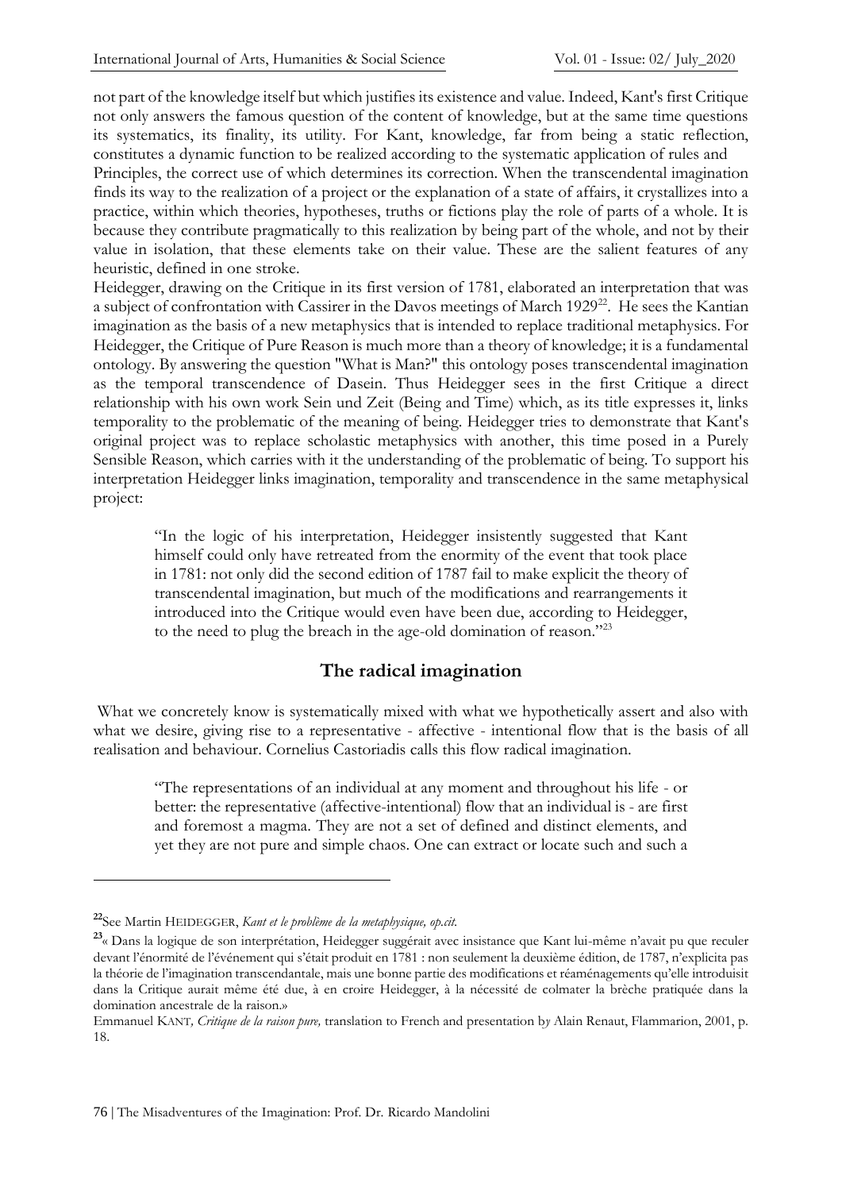not part of the knowledge itself but which justifies its existence and value. Indeed, Kant's first Critique not only answers the famous question of the content of knowledge, but at the same time questions its systematics, its finality, its utility. For Kant, knowledge, far from being a static reflection, constitutes a dynamic function to be realized according to the systematic application of rules and Principles, the correct use of which determines its correction. When the transcendental imagination finds its way to the realization of a project or the explanation of a state of affairs, it crystallizes into a practice, within which theories, hypotheses, truths or fictions play the role of parts of a whole. It is because they contribute pragmatically to this realization by being part of the whole, and not by their value in isolation, that these elements take on their value. These are the salient features of any heuristic, defined in one stroke.

Heidegger, drawing on the Critique in its first version of 1781, elaborated an interpretation that was a subject of confrontation with Cassirer in the Davos meetings of March 1929[22]. He sees the Kantian imagination as the basis of a new metaphysics that is intended to replace traditional metaphysics. For Heidegger, the Critique of Pure Reason is much more than a theory of knowledge; it is a fundamental ontology. By answering the question "What is Man?" this ontology poses transcendental imagination as the temporal transcendence of Dasein. Thus Heidegger sees in the first Critique a direct relationship with his own work Sein und Zeit (Being and Time) which, as its title expresses it, links temporality to the problematic of the meaning of being. Heidegger tries to demonstrate that Kant's original project was to replace scholastic metaphysics with another, this time posed in a Purely Sensible Reason, which carries with it the understanding of the problematic of being. To support his interpretation Heidegger links imagination, temporality and transcendence in the same metaphysical project:

> "In the logic of his interpretation, Heidegger insistently suggested that Kant himself could only have retreated from the enormity of the event that took place in 1781: not only did the second edition of 1787 fail to make explicit the theory of transcendental imagination, but much of the modifications and rearrangements it introduced into the Critique would even have been due, according to Heidegger, to the need to plug the breach in the age-old domination of reason."[23]

## The radical imagination

What we concretely know is systematically mixed with what we hypothetically assert and also with what we desire, giving rise to a representative - affective - intentional flow that is the basis of all realisation and behaviour. Cornelius Castoriadis calls this flow radical imagination.

> "The representations of an individual at any moment and throughout his life - or better: the representative (affective-intentional) flow that an individual is - are first and foremost a magma. They are not a set of defined and distinct elements, and yet they are not pure and simple chaos. One can extract or locate such and such a

---

[22] See Martin HEIDEGGER, *Kant et le problème de la metaphysique, op.cit.*

[23] « Dans la logique de son interprétation, Heidegger suggérait avec insistance que Kant lui-même n'avait pu que reculer devant l'énormité de l'événement qui s'était produit en 1781 : non seulement la deuxième édition, de 1787, n'explicita pas la théorie de l'imagination transcendantale, mais une bonne partie des modifications et réaménagements qu'elle introduisit dans la Critique aurait même été due, à en croire Heidegger, à la nécessité de colmater la brèche pratiquée dans la domination ancestrale de la raison.»

Emmanuel KANT*, Critique de la raison pure,* translation to French and presentation by Alain Renaut, Flammarion, 2001, p. 18.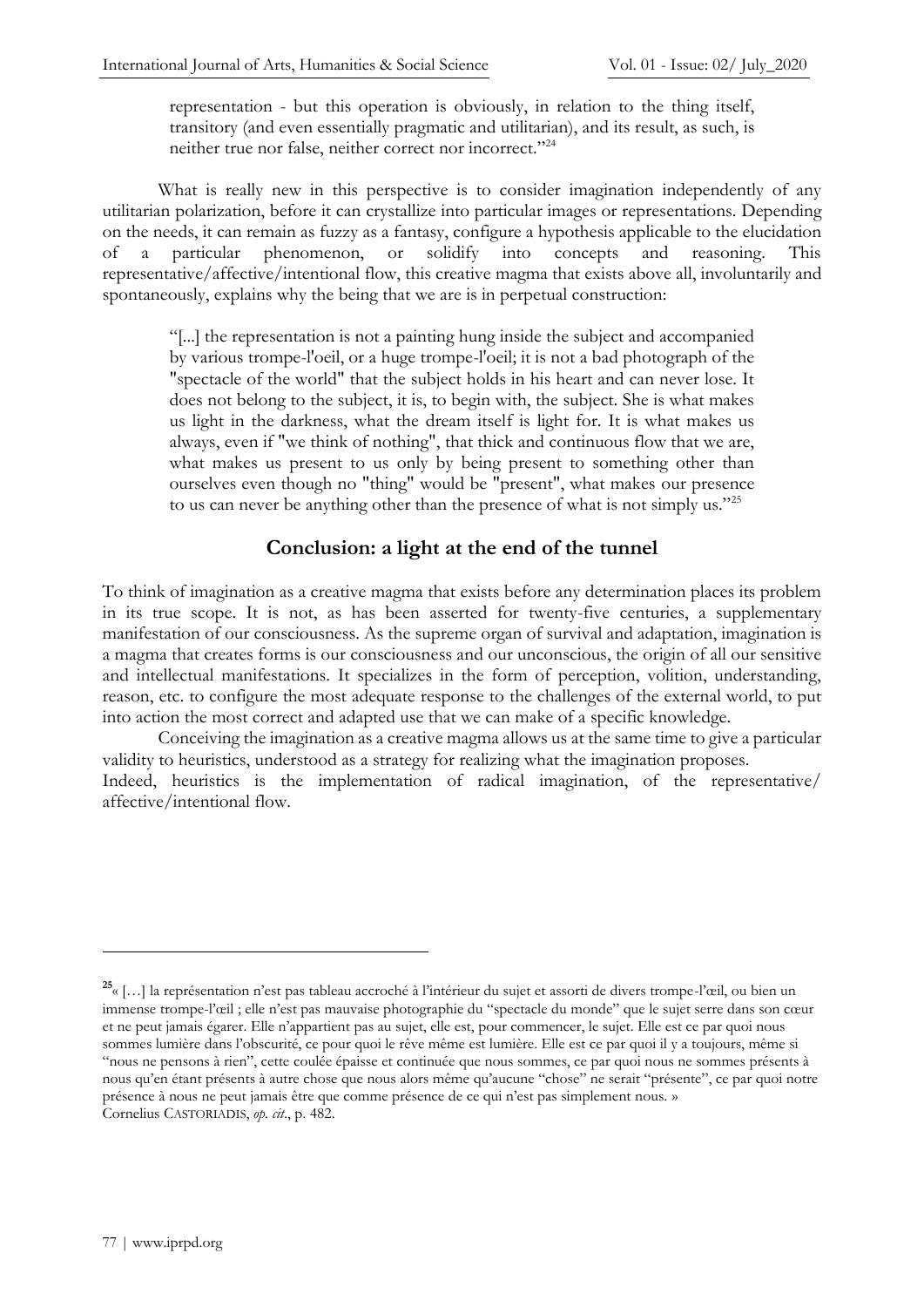> representation - but this operation is obviously, in relation to the thing itself, transitory (and even essentially pragmatic and utilitarian), and its result, as such, is neither true nor false, neither correct nor incorrect."[24]

What is really new in this perspective is to consider imagination independently of any utilitarian polarization, before it can crystallize into particular images or representations. Depending on the needs, it can remain as fuzzy as a fantasy, configure a hypothesis applicable to the elucidation of a particular phenomenon, or solidify into concepts and reasoning. This representative/affective/intentional flow, this creative magma that exists above all, involuntarily and spontaneously, explains why the being that we are is in perpetual construction:

> "[...] the representation is not a painting hung inside the subject and accompanied by various trompe-l'oeil, or a huge trompe-l'oeil; it is not a bad photograph of the "spectacle of the world" that the subject holds in his heart and can never lose. It does not belong to the subject, it is, to begin with, the subject. She is what makes us light in the darkness, what the dream itself is light for. It is what makes us always, even if "we think of nothing", that thick and continuous flow that we are, what makes us present to us only by being present to something other than ourselves even though no "thing" would be "present", what makes our presence to us can never be anything other than the presence of what is not simply us."[25]

## Conclusion: a light at the end of the tunnel

To think of imagination as a creative magma that exists before any determination places its problem in its true scope. It is not, as has been asserted for twenty-five centuries, a supplementary manifestation of our consciousness. As the supreme organ of survival and adaptation, imagination is a magma that creates forms is our consciousness and our unconscious, the origin of all our sensitive and intellectual manifestations. It specializes in the form of perception, volition, understanding, reason, etc. to configure the most adequate response to the challenges of the external world, to put into action the most correct and adapted use that we can make of a specific knowledge.

Conceiving the imagination as a creative magma allows us at the same time to give a particular validity to heuristics, understood as a strategy for realizing what the imagination proposes.
Indeed, heuristics is the implementation of radical imagination, of the representative/ affective/intentional flow.

---

[25] « […] la représentation n'est pas tableau accroché à l'intérieur du sujet et assorti de divers trompe-l'œil, ou bien un immense trompe-l'œil ; elle n'est pas mauvaise photographie du "spectacle du monde" que le sujet serre dans son cœur et ne peut jamais égarer. Elle n'appartient pas au sujet, elle est, pour commencer, le sujet. Elle est ce par quoi nous sommes lumière dans l'obscurité, ce pour quoi le rêve même est lumière. Elle est ce par quoi il y a toujours, même si "nous ne pensons à rien", cette coulée épaisse et continuée que nous sommes, ce par quoi nous ne sommes présents à nous qu'en étant présents à autre chose que nous alors même qu'aucune "chose" ne serait "présente", ce par quoi notre présence à nous ne peut jamais être que comme présence de ce qui n'est pas simplement nous. »
Cornelius CASTORIADIS, *op. cit.*, p. 482.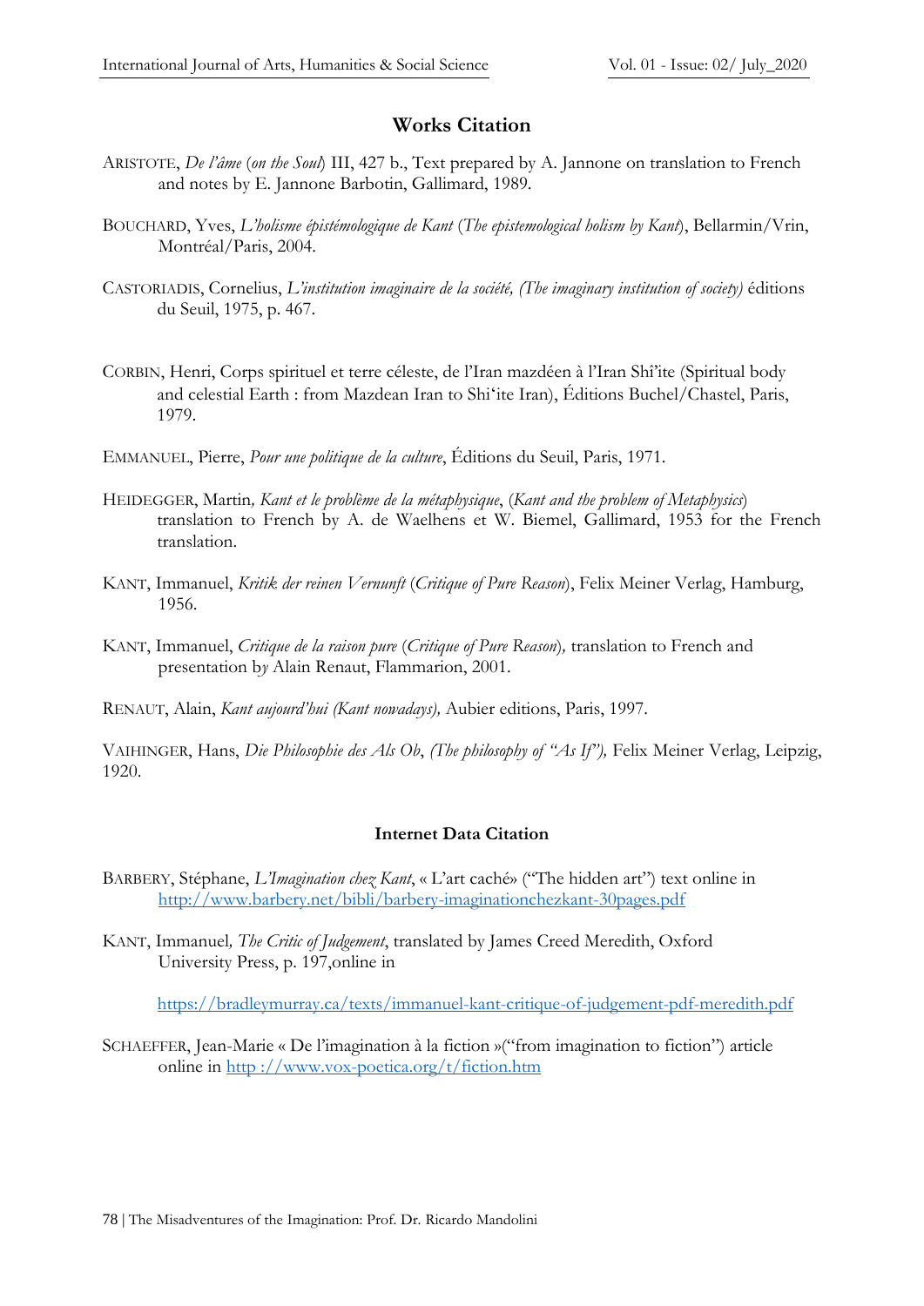## Works Citation

ARISTOTE, *De l'âme* (*on the Soul*) III, 427 b., Text prepared by A. Jannone on translation to French and notes by E. Jannone Barbotin, Gallimard, 1989.

BOUCHARD, Yves, *L'holisme épistémologique de Kant* (*The epistemological holism by Kant*), Bellarmin/Vrin, Montréal/Paris, 2004.

CASTORIADIS, Cornelius, *L'institution imaginaire de la société, (The imaginary institution of society)* éditions du Seuil, 1975, p. 467.

CORBIN, Henri, Corps spirituel et terre céleste, de l'Iran mazdéen à l'Iran Shî'ite (Spiritual body and celestial Earth : from Mazdean Iran to Shi'ite Iran), Éditions Buchel/Chastel, Paris, 1979.

EMMANUEL, Pierre, *Pour une politique de la culture*, Éditions du Seuil, Paris, 1971.

HEIDEGGER, Martin*, Kant et le problème de la métaphysique*, (*Kant and the problem of Metaphysics*) translation to French by A. de Waelhens et W. Biemel, Gallimard, 1953 for the French translation.

KANT, Immanuel, *Kritik der reinen Vernunft* (*Critique of Pure Reason*), Felix Meiner Verlag, Hamburg, 1956.

KANT, Immanuel, *Critique de la raison pure* (*Critique of Pure Reason*)*,* translation to French and presentation by Alain Renaut, Flammarion, 2001.

RENAUT, Alain, *Kant aujourd'hui (Kant nowadays),* Aubier editions, Paris, 1997.

VAIHINGER, Hans, *Die Philosophie des Als Ob*, *(The philosophy of "As If"),* Felix Meiner Verlag, Leipzig, 1920.

### Internet Data Citation

BARBERY, Stéphane, *L'Imagination chez Kant*, « L'art caché» ("The hidden art") text online in http://www.barbery.net/bibli/barbery-imaginationchezkant-30pages.pdf

KANT, Immanuel*, The Critic of Judgement*, translated by James Creed Meredith, Oxford University Press, p. 197,online in

https://bradleymurray.ca/texts/immanuel-kant-critique-of-judgement-pdf-meredith.pdf

SCHAEFFER, Jean-Marie « De l'imagination à la fiction »("from imagination to fiction") article online in http ://www.vox-poetica.org/t/fiction.htm